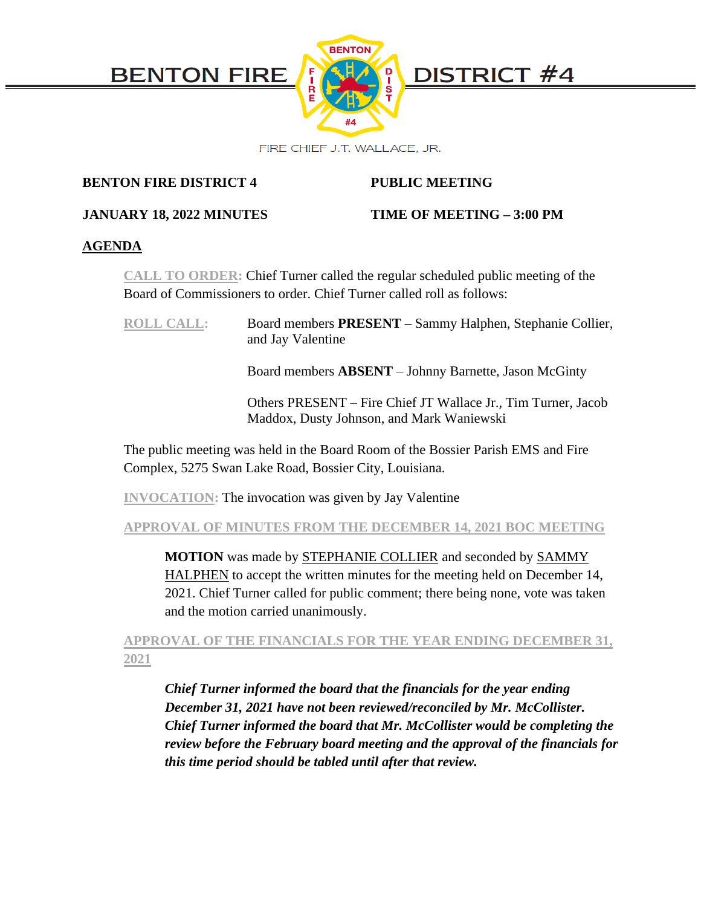# BENTON FIRE DISTRICT #4

FIRE CHIEF J.T. WALLACE, JR.

**BENTON FIRE DISTRICT 4** **PUBLIC MEETING**

**JANUARY 18, 2022 MINUTES** **TIME OF MEETING – 3:00 PM**

## AGENDA

**CALL TO ORDER:** Chief Turner called the regular scheduled public meeting of the Board of Commissioners to order. Chief Turner called roll as follows:

**ROLL CALL:** Board members **PRESENT** – Sammy Halphen, Stephanie Collier, and Jay Valentine

Board members **ABSENT** – Johnny Barnette, Jason McGinty

Others PRESENT – Fire Chief JT Wallace Jr., Tim Turner, Jacob Maddox, Dusty Johnson, and Mark Waniewski

The public meeting was held in the Board Room of the Bossier Parish EMS and Fire Complex, 5275 Swan Lake Road, Bossier City, Louisiana.

**INVOCATION:** The invocation was given by Jay Valentine

**APPROVAL OF MINUTES FROM THE DECEMBER 14, 2021 BOC MEETING**

**MOTION** was made by STEPHANIE COLLIER and seconded by SAMMY HALPHEN to accept the written minutes for the meeting held on December 14, 2021. Chief Turner called for public comment; there being none, vote was taken and the motion carried unanimously.

**APPROVAL OF THE FINANCIALS FOR THE YEAR ENDING DECEMBER 31, 2021**

***Chief Turner informed the board that the financials for the year ending December 31, 2021 have not been reviewed/reconciled by Mr. McCollister. Chief Turner informed the board that Mr. McCollister would be completing the review before the February board meeting and the approval of the financials for this time period should be tabled until after that review.***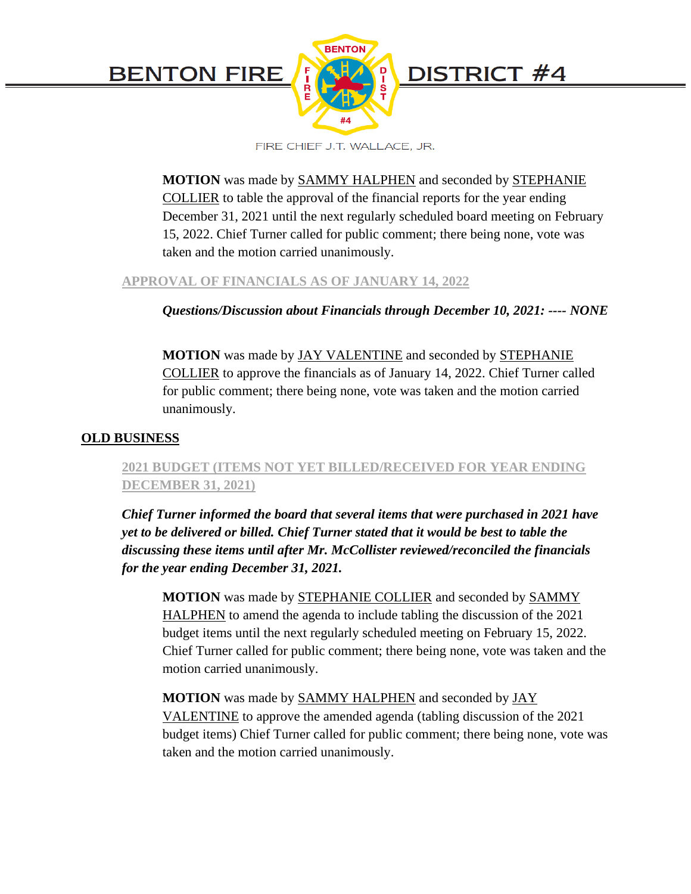**MOTION** was made by SAMMY HALPHEN and seconded by STEPHANIE COLLIER to table the approval of the financial reports for the year ending December 31, 2021 until the next regularly scheduled board meeting on February 15, 2022. Chief Turner called for public comment; there being none, vote was taken and the motion carried unanimously.

### APPROVAL OF FINANCIALS AS OF JANUARY 14, 2022

***Questions/Discussion about Financials through December 10, 2021: ---- NONE***

**MOTION** was made by JAY VALENTINE and seconded by STEPHANIE COLLIER to approve the financials as of January 14, 2022. Chief Turner called for public comment; there being none, vote was taken and the motion carried unanimously.

## OLD BUSINESS

### 2021 BUDGET (ITEMS NOT YET BILLED/RECEIVED FOR YEAR ENDING DECEMBER 31, 2021)

***Chief Turner informed the board that several items that were purchased in 2021 have yet to be delivered or billed. Chief Turner stated that it would be best to table the discussing these items until after Mr. McCollister reviewed/reconciled the financials for the year ending December 31, 2021.***

**MOTION** was made by STEPHANIE COLLIER and seconded by SAMMY HALPHEN to amend the agenda to include tabling the discussion of the 2021 budget items until the next regularly scheduled meeting on February 15, 2022. Chief Turner called for public comment; there being none, vote was taken and the motion carried unanimously.

**MOTION** was made by SAMMY HALPHEN and seconded by JAY VALENTINE to approve the amended agenda (tabling discussion of the 2021 budget items) Chief Turner called for public comment; there being none, vote was taken and the motion carried unanimously.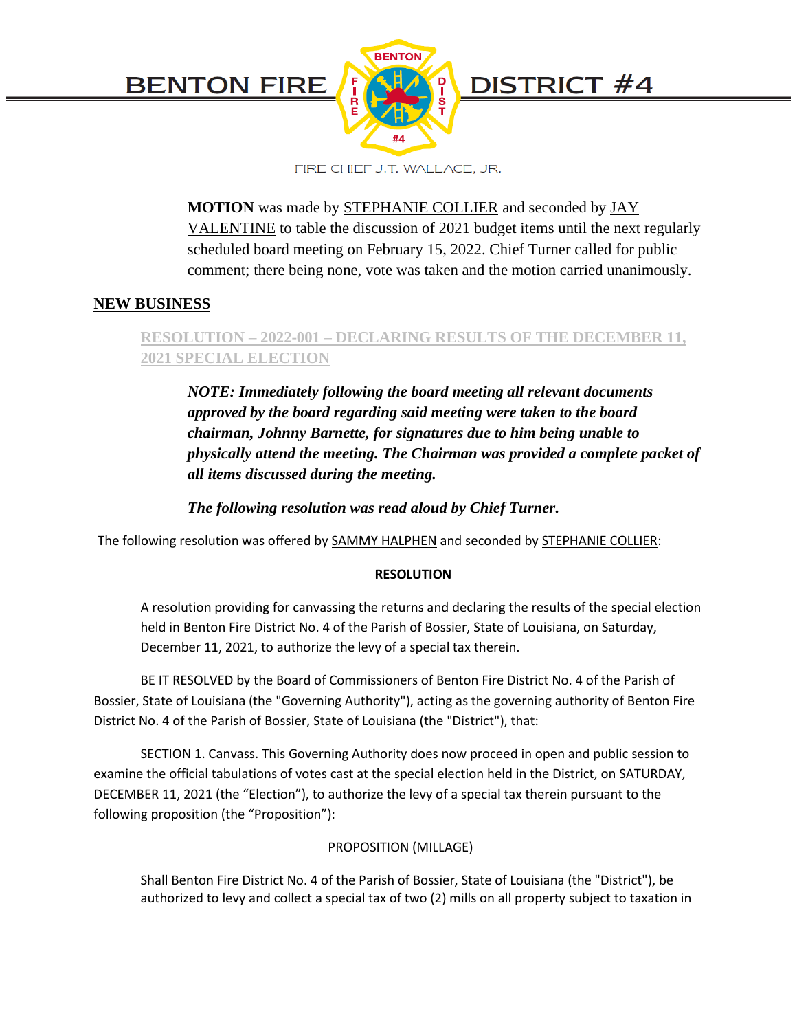**MOTION** was made by STEPHANIE COLLIER and seconded by JAY VALENTINE to table the discussion of 2021 budget items until the next regularly scheduled board meeting on February 15, 2022. Chief Turner called for public comment; there being none, vote was taken and the motion carried unanimously.

## NEW BUSINESS

### RESOLUTION – 2022-001 – DECLARING RESULTS OF THE DECEMBER 11, 2021 SPECIAL ELECTION

***NOTE: Immediately following the board meeting all relevant documents approved by the board regarding said meeting were taken to the board chairman, Johnny Barnette, for signatures due to him being unable to physically attend the meeting. The Chairman was provided a complete packet of all items discussed during the meeting.***

***The following resolution was read aloud by Chief Turner.***

The following resolution was offered by SAMMY HALPHEN and seconded by STEPHANIE COLLIER:

**RESOLUTION**

A resolution providing for canvassing the returns and declaring the results of the special election held in Benton Fire District No. 4 of the Parish of Bossier, State of Louisiana, on Saturday, December 11, 2021, to authorize the levy of a special tax therein.

BE IT RESOLVED by the Board of Commissioners of Benton Fire District No. 4 of the Parish of Bossier, State of Louisiana (the "Governing Authority"), acting as the governing authority of Benton Fire District No. 4 of the Parish of Bossier, State of Louisiana (the "District"), that:

SECTION 1. Canvass. This Governing Authority does now proceed in open and public session to examine the official tabulations of votes cast at the special election held in the District, on SATURDAY, DECEMBER 11, 2021 (the "Election"), to authorize the levy of a special tax therein pursuant to the following proposition (the "Proposition"):

PROPOSITION (MILLAGE)

Shall Benton Fire District No. 4 of the Parish of Bossier, State of Louisiana (the "District"), be authorized to levy and collect a special tax of two (2) mills on all property subject to taxation in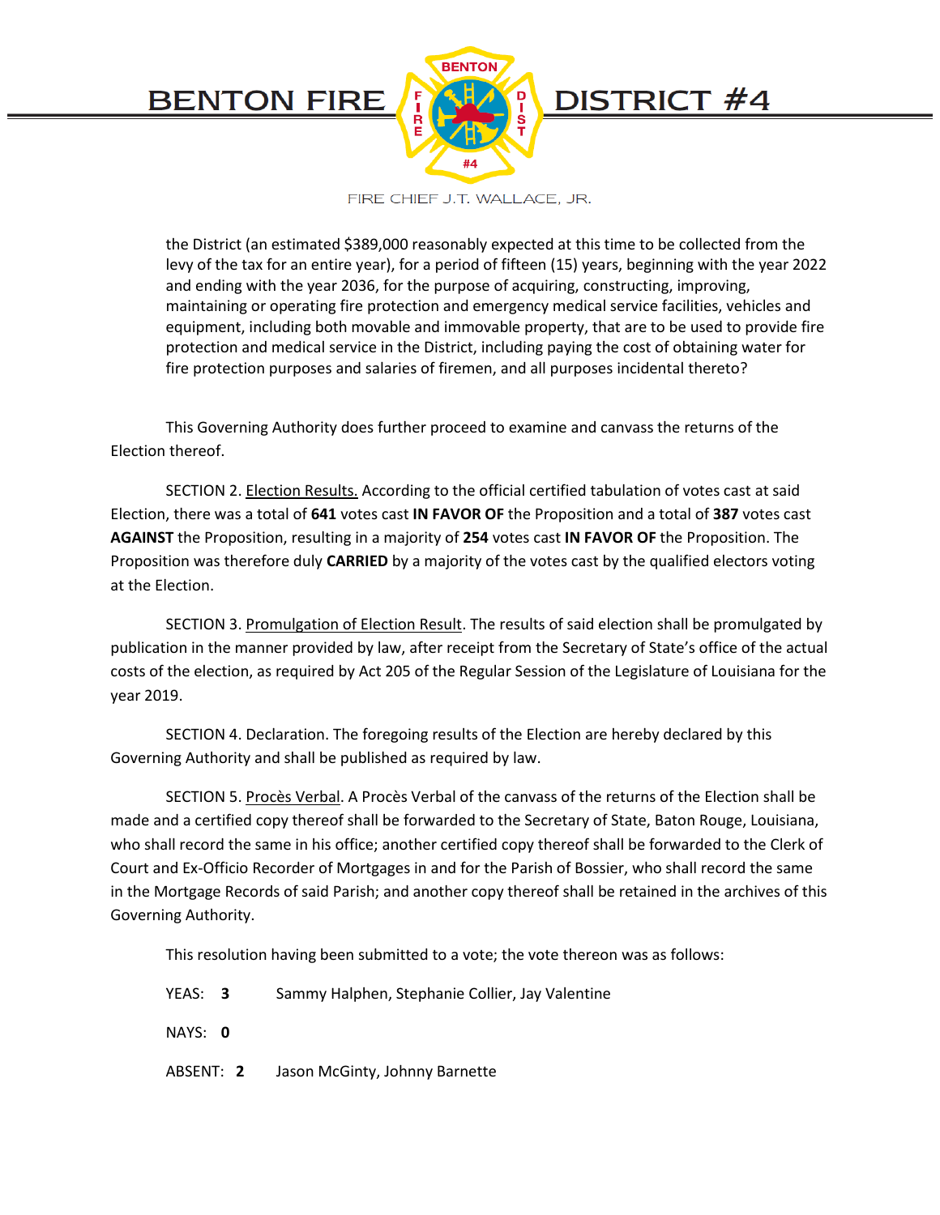the District (an estimated $389,000 reasonably expected at this time to be collected from the levy of the tax for an entire year), for a period of fifteen (15) years, beginning with the year 2022 and ending with the year 2036, for the purpose of acquiring, constructing, improving, maintaining or operating fire protection and emergency medical service facilities, vehicles and equipment, including both movable and immovable property, that are to be used to provide fire protection and medical service in the District, including paying the cost of obtaining water for fire protection purposes and salaries of firemen, and all purposes incidental thereto?

This Governing Authority does further proceed to examine and canvass the returns of the Election thereof.

SECTION 2. Election Results. According to the official certified tabulation of votes cast at said Election, there was a total of **641** votes cast **IN FAVOR OF** the Proposition and a total of **387** votes cast **AGAINST** the Proposition, resulting in a majority of **254** votes cast **IN FAVOR OF** the Proposition. The Proposition was therefore duly **CARRIED** by a majority of the votes cast by the qualified electors voting at the Election.

SECTION 3. Promulgation of Election Result. The results of said election shall be promulgated by publication in the manner provided by law, after receipt from the Secretary of State's office of the actual costs of the election, as required by Act 205 of the Regular Session of the Legislature of Louisiana for the year 2019.

SECTION 4. Declaration. The foregoing results of the Election are hereby declared by this Governing Authority and shall be published as required by law.

SECTION 5. Procès Verbal. A Procès Verbal of the canvass of the returns of the Election shall be made and a certified copy thereof shall be forwarded to the Secretary of State, Baton Rouge, Louisiana, who shall record the same in his office; another certified copy thereof shall be forwarded to the Clerk of Court and Ex-Officio Recorder of Mortgages in and for the Parish of Bossier, who shall record the same in the Mortgage Records of said Parish; and another copy thereof shall be retained in the archives of this Governing Authority.

This resolution having been submitted to a vote; the vote thereon was as follows:

YEAS: **3** Sammy Halphen, Stephanie Collier, Jay Valentine

NAYS: **0**

ABSENT: **2** Jason McGinty, Johnny Barnette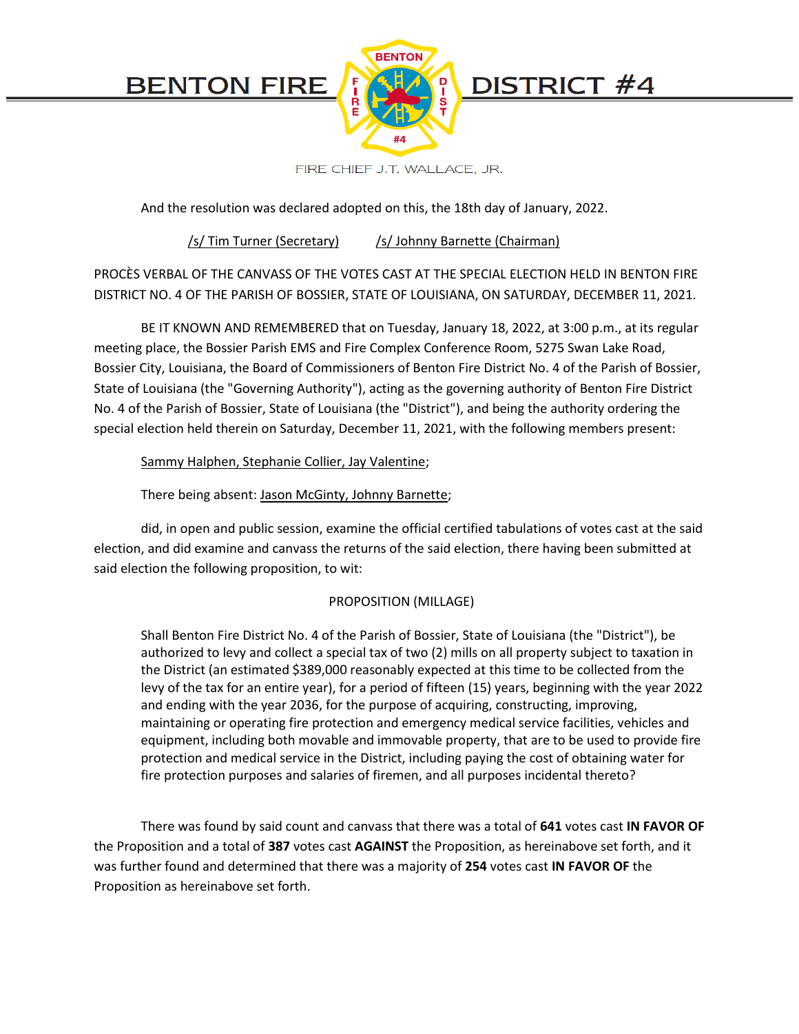And the resolution was declared adopted on this, the 18th day of January, 2022.

/s/ Tim Turner (Secretary)   /s/ Johnny Barnette (Chairman)

PROCÈS VERBAL OF THE CANVASS OF THE VOTES CAST AT THE SPECIAL ELECTION HELD IN BENTON FIRE DISTRICT NO. 4 OF THE PARISH OF BOSSIER, STATE OF LOUISIANA, ON SATURDAY, DECEMBER 11, 2021.

BE IT KNOWN AND REMEMBERED that on Tuesday, January 18, 2022, at 3:00 p.m., at its regular meeting place, the Bossier Parish EMS and Fire Complex Conference Room, 5275 Swan Lake Road, Bossier City, Louisiana, the Board of Commissioners of Benton Fire District No. 4 of the Parish of Bossier, State of Louisiana (the "Governing Authority"), acting as the governing authority of Benton Fire District No. 4 of the Parish of Bossier, State of Louisiana (the "District"), and being the authority ordering the special election held therein on Saturday, December 11, 2021, with the following members present:

Sammy Halphen, Stephanie Collier, Jay Valentine;

There being absent: Jason McGinty, Johnny Barnette;

did, in open and public session, examine the official certified tabulations of votes cast at the said election, and did examine and canvass the returns of the said election, there having been submitted at said election the following proposition, to wit:

PROPOSITION (MILLAGE)

> Shall Benton Fire District No. 4 of the Parish of Bossier, State of Louisiana (the "District"), be authorized to levy and collect a special tax of two (2) mills on all property subject to taxation in the District (an estimated $389,000 reasonably expected at this time to be collected from the levy of the tax for an entire year), for a period of fifteen (15) years, beginning with the year 2022 and ending with the year 2036, for the purpose of acquiring, constructing, improving, maintaining or operating fire protection and emergency medical service facilities, vehicles and equipment, including both movable and immovable property, that are to be used to provide fire protection and medical service in the District, including paying the cost of obtaining water for fire protection purposes and salaries of firemen, and all purposes incidental thereto?

There was found by said count and canvass that there was a total of **641** votes cast **IN FAVOR OF** the Proposition and a total of **387** votes cast **AGAINST** the Proposition, as hereinabove set forth, and it was further found and determined that there was a majority of **254** votes cast **IN FAVOR OF** the Proposition as hereinabove set forth.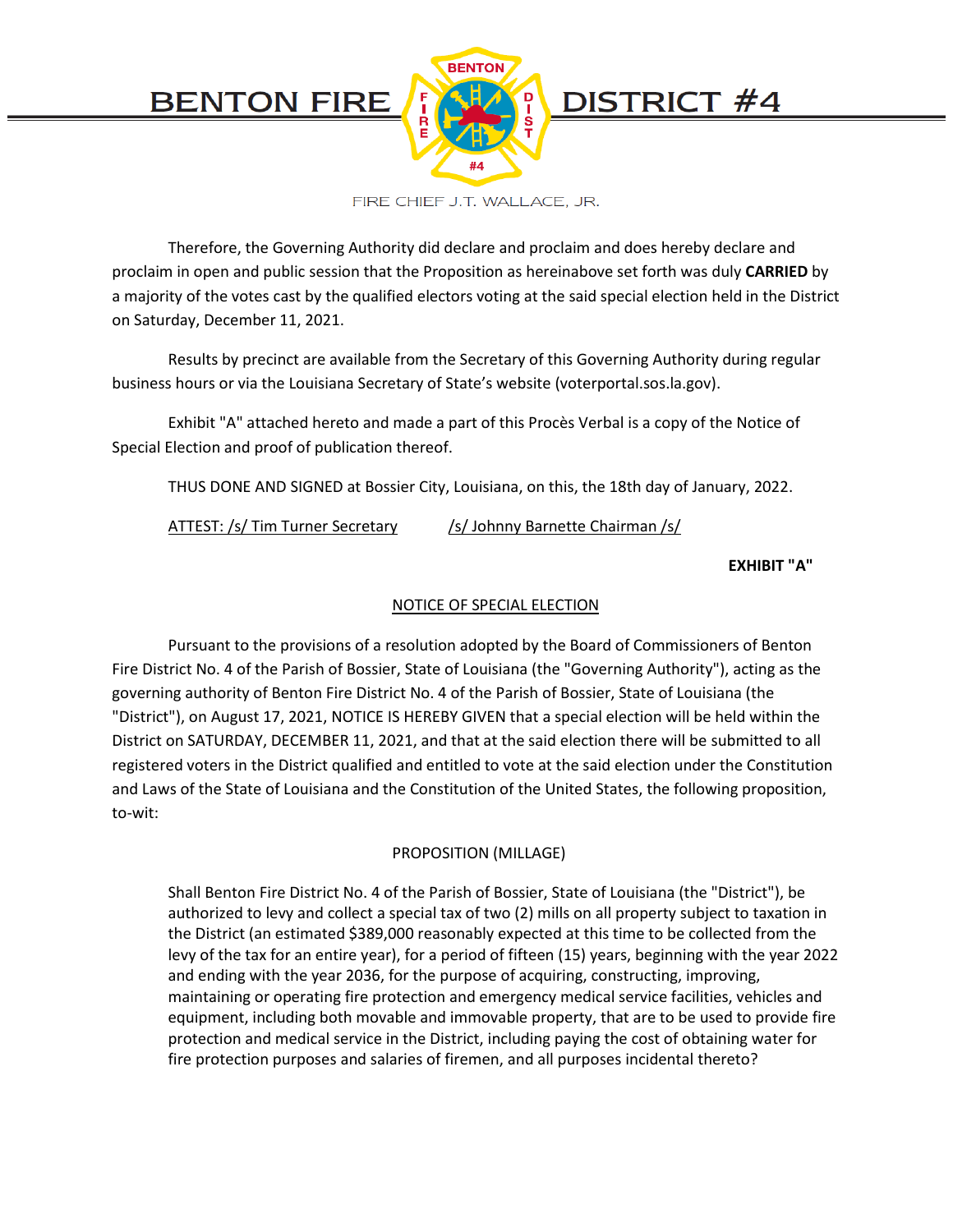# BENTON FIRE DISTRICT #4

FIRE CHIEF J.T. WALLACE, JR.

Therefore, the Governing Authority did declare and proclaim and does hereby declare and proclaim in open and public session that the Proposition as hereinabove set forth was duly **CARRIED** by a majority of the votes cast by the qualified electors voting at the said special election held in the District on Saturday, December 11, 2021.

Results by precinct are available from the Secretary of this Governing Authority during regular business hours or via the Louisiana Secretary of State's website (voterportal.sos.la.gov).

Exhibit "A" attached hereto and made a part of this Procès Verbal is a copy of the Notice of Special Election and proof of publication thereof.

THUS DONE AND SIGNED at Bossier City, Louisiana, on this, the 18th day of January, 2022.

ATTEST: /s/ Tim Turner Secretary /s/ Johnny Barnette Chairman /s/

**EXHIBIT "A"**

NOTICE OF SPECIAL ELECTION

Pursuant to the provisions of a resolution adopted by the Board of Commissioners of Benton Fire District No. 4 of the Parish of Bossier, State of Louisiana (the "Governing Authority"), acting as the governing authority of Benton Fire District No. 4 of the Parish of Bossier, State of Louisiana (the "District"), on August 17, 2021, NOTICE IS HEREBY GIVEN that a special election will be held within the District on SATURDAY, DECEMBER 11, 2021, and that at the said election there will be submitted to all registered voters in the District qualified and entitled to vote at the said election under the Constitution and Laws of the State of Louisiana and the Constitution of the United States, the following proposition, to-wit:

PROPOSITION (MILLAGE)

> Shall Benton Fire District No. 4 of the Parish of Bossier, State of Louisiana (the "District"), be authorized to levy and collect a special tax of two (2) mills on all property subject to taxation in the District (an estimated $389,000 reasonably expected at this time to be collected from the levy of the tax for an entire year), for a period of fifteen (15) years, beginning with the year 2022 and ending with the year 2036, for the purpose of acquiring, constructing, improving, maintaining or operating fire protection and emergency medical service facilities, vehicles and equipment, including both movable and immovable property, that are to be used to provide fire protection and medical service in the District, including paying the cost of obtaining water for fire protection purposes and salaries of firemen, and all purposes incidental thereto?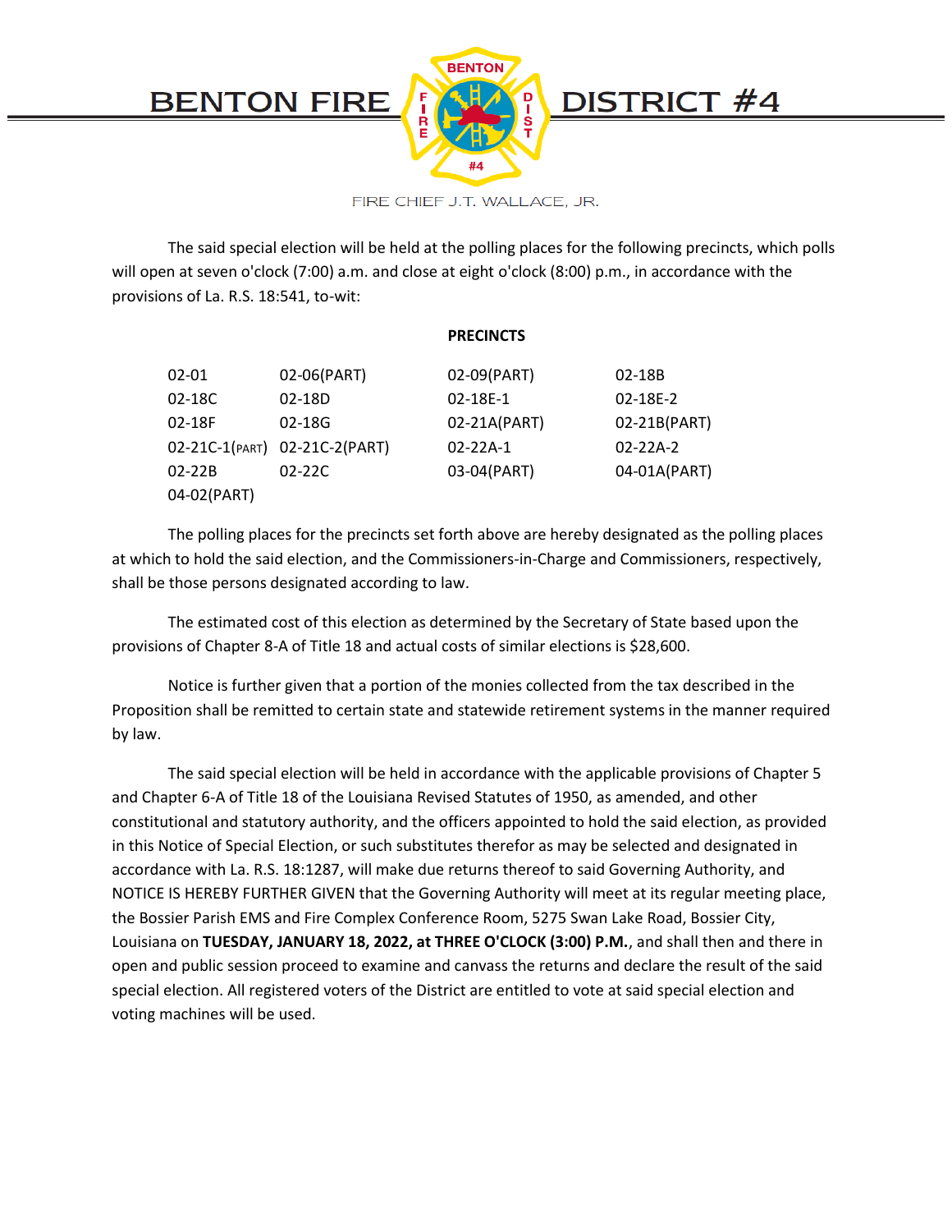The said special election will be held at the polling places for the following precincts, which polls will open at seven o'clock (7:00) a.m. and close at eight o'clock (8:00) p.m., in accordance with the provisions of La. R.S. 18:541, to-wit:

**PRECINCTS**

| | | | |
|---|---|---|---|
| 02-01 | 02-06(PART) | 02-09(PART) | 02-18B |
| 02-18C | 02-18D | 02-18E-1 | 02-18E-2 |
| 02-18F | 02-18G | 02-21A(PART) | 02-21B(PART) |
| 02-21C-1(PART) | 02-21C-2(PART) | 02-22A-1 | 02-22A-2 |
| 02-22B | 02-22C | 03-04(PART) | 04-01A(PART) |
| 04-02(PART) | | | |

The polling places for the precincts set forth above are hereby designated as the polling places at which to hold the said election, and the Commissioners-in-Charge and Commissioners, respectively, shall be those persons designated according to law.

The estimated cost of this election as determined by the Secretary of State based upon the provisions of Chapter 8-A of Title 18 and actual costs of similar elections is $28,600.

Notice is further given that a portion of the monies collected from the tax described in the Proposition shall be remitted to certain state and statewide retirement systems in the manner required by law.

The said special election will be held in accordance with the applicable provisions of Chapter 5 and Chapter 6-A of Title 18 of the Louisiana Revised Statutes of 1950, as amended, and other constitutional and statutory authority, and the officers appointed to hold the said election, as provided in this Notice of Special Election, or such substitutes therefor as may be selected and designated in accordance with La. R.S. 18:1287, will make due returns thereof to said Governing Authority, and NOTICE IS HEREBY FURTHER GIVEN that the Governing Authority will meet at its regular meeting place, the Bossier Parish EMS and Fire Complex Conference Room, 5275 Swan Lake Road, Bossier City, Louisiana on **TUESDAY, JANUARY 18, 2022, at THREE O'CLOCK (3:00) P.M.**, and shall then and there in open and public session proceed to examine and canvass the returns and declare the result of the said special election. All registered voters of the District are entitled to vote at said special election and voting machines will be used.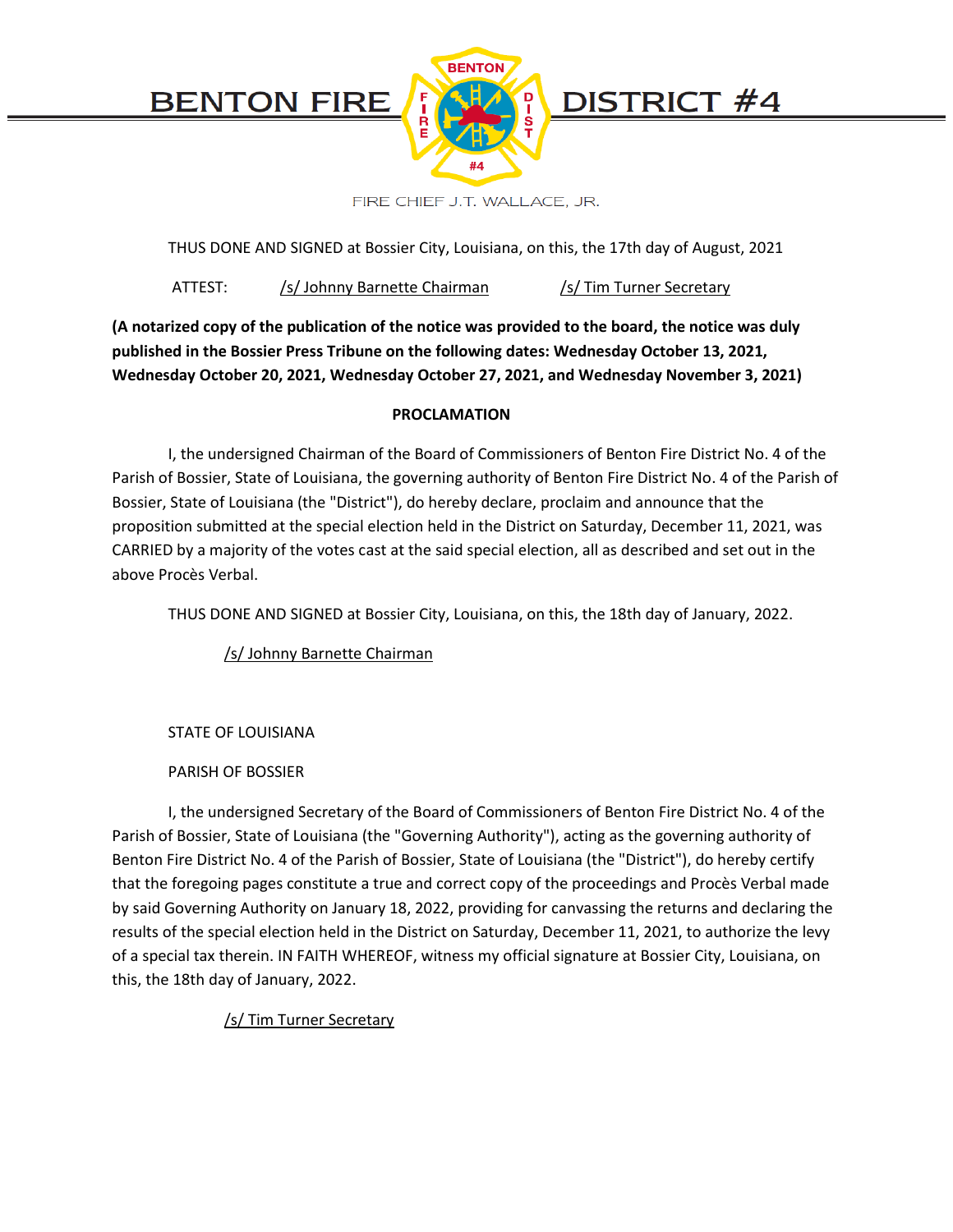THUS DONE AND SIGNED at Bossier City, Louisiana, on this, the 17th day of August, 2021

ATTEST: /s/ Johnny Barnette Chairman /s/ Tim Turner Secretary

**(A notarized copy of the publication of the notice was provided to the board, the notice was duly published in the Bossier Press Tribune on the following dates: Wednesday October 13, 2021, Wednesday October 20, 2021, Wednesday October 27, 2021, and Wednesday November 3, 2021)**

**PROCLAMATION**

I, the undersigned Chairman of the Board of Commissioners of Benton Fire District No. 4 of the Parish of Bossier, State of Louisiana, the governing authority of Benton Fire District No. 4 of the Parish of Bossier, State of Louisiana (the "District"), do hereby declare, proclaim and announce that the proposition submitted at the special election held in the District on Saturday, December 11, 2021, was CARRIED by a majority of the votes cast at the said special election, all as described and set out in the above Procès Verbal.

THUS DONE AND SIGNED at Bossier City, Louisiana, on this, the 18th day of January, 2022.

/s/ Johnny Barnette Chairman

STATE OF LOUISIANA

PARISH OF BOSSIER

I, the undersigned Secretary of the Board of Commissioners of Benton Fire District No. 4 of the Parish of Bossier, State of Louisiana (the "Governing Authority"), acting as the governing authority of Benton Fire District No. 4 of the Parish of Bossier, State of Louisiana (the "District"), do hereby certify that the foregoing pages constitute a true and correct copy of the proceedings and Procès Verbal made by said Governing Authority on January 18, 2022, providing for canvassing the returns and declaring the results of the special election held in the District on Saturday, December 11, 2021, to authorize the levy of a special tax therein. IN FAITH WHEREOF, witness my official signature at Bossier City, Louisiana, on this, the 18th day of January, 2022.

/s/ Tim Turner Secretary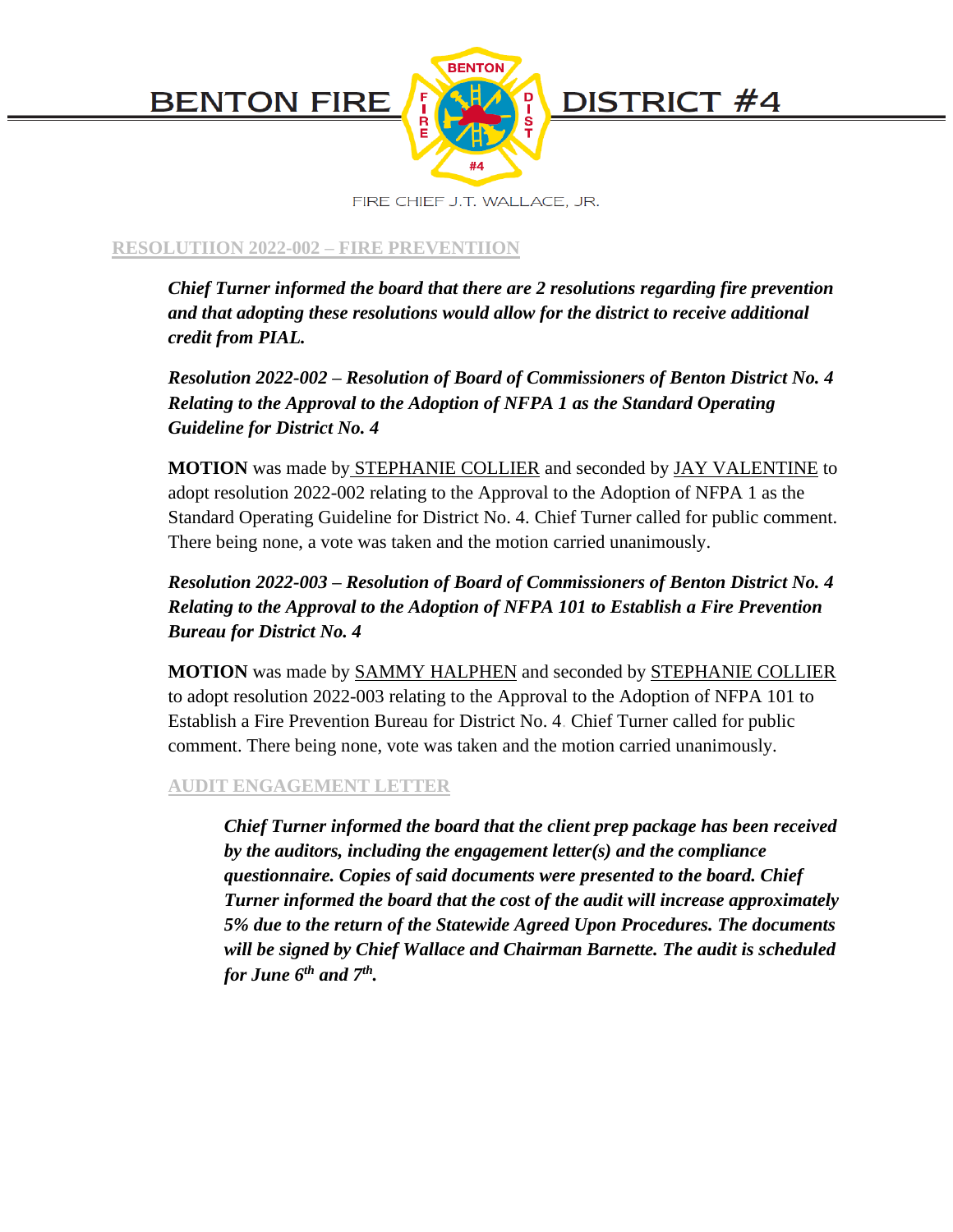## RESOLUTIION 2022-002 – FIRE PREVENTIION

***Chief Turner informed the board that there are 2 resolutions regarding fire prevention and that adopting these resolutions would allow for the district to receive additional credit from PIAL.***

***Resolution 2022-002 – Resolution of Board of Commissioners of Benton District No. 4 Relating to the Approval to the Adoption of NFPA 1 as the Standard Operating Guideline for District No. 4***

**MOTION** was made by STEPHANIE COLLIER and seconded by JAY VALENTINE to adopt resolution 2022-002 relating to the Approval to the Adoption of NFPA 1 as the Standard Operating Guideline for District No. 4. Chief Turner called for public comment. There being none, a vote was taken and the motion carried unanimously.

***Resolution 2022-003 – Resolution of Board of Commissioners of Benton District No. 4 Relating to the Approval to the Adoption of NFPA 101 to Establish a Fire Prevention Bureau for District No. 4***

**MOTION** was made by SAMMY HALPHEN and seconded by STEPHANIE COLLIER to adopt resolution 2022-003 relating to the Approval to the Adoption of NFPA 101 to Establish a Fire Prevention Bureau for District No. 4. Chief Turner called for public comment. There being none, vote was taken and the motion carried unanimously.

## AUDIT ENGAGEMENT LETTER

***Chief Turner informed the board that the client prep package has been received by the auditors, including the engagement letter(s) and the compliance questionnaire. Copies of said documents were presented to the board. Chief Turner informed the board that the cost of the audit will increase approximately 5% due to the return of the Statewide Agreed Upon Procedures. The documents will be signed by Chief Wallace and Chairman Barnette. The audit is scheduled for June 6th and 7th.***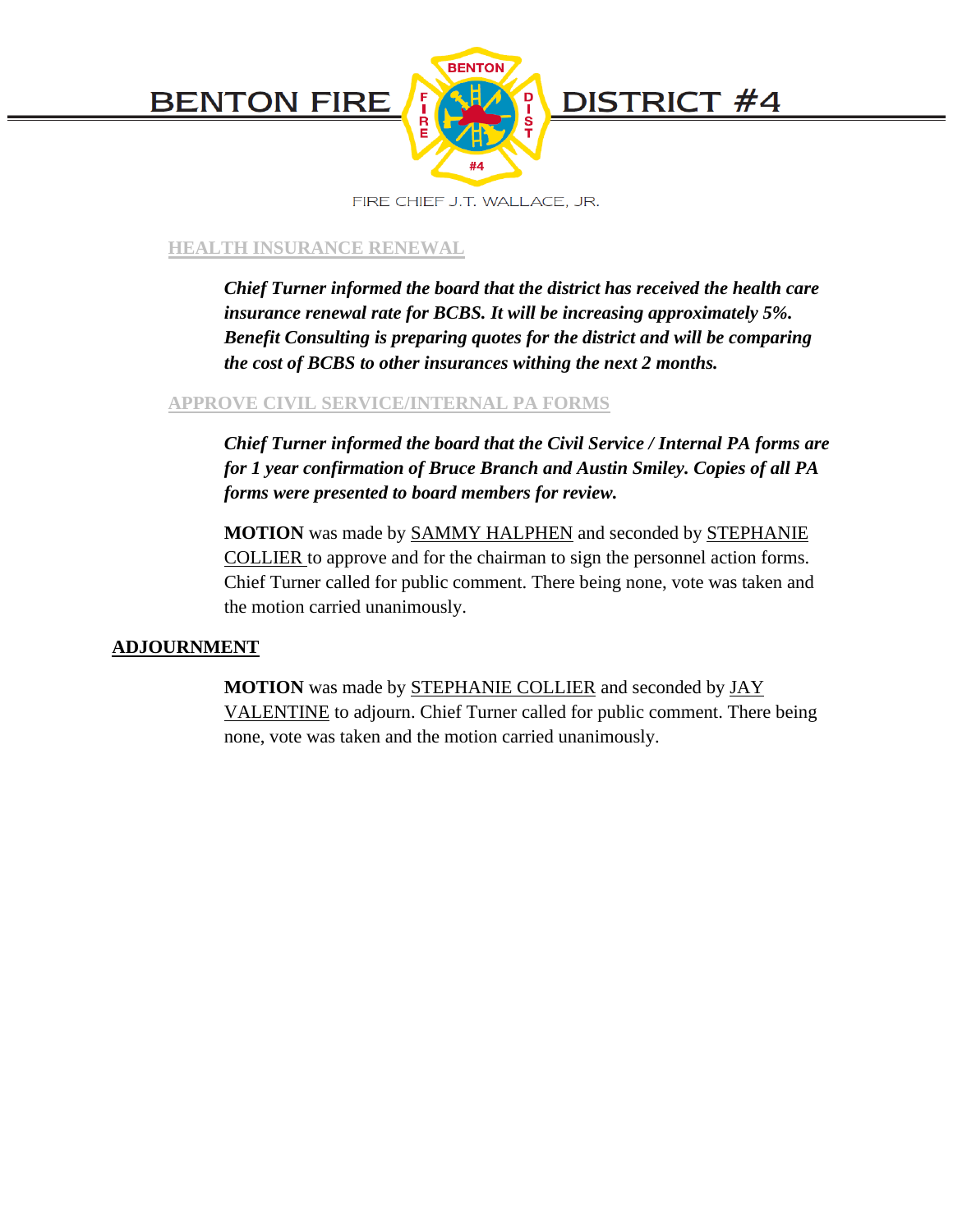# BENTON FIRE DISTRICT #4

FIRE CHIEF J.T. WALLACE, JR.

### HEALTH INSURANCE RENEWAL

***Chief Turner informed the board that the district has received the health care insurance renewal rate for BCBS. It will be increasing approximately 5%. Benefit Consulting is preparing quotes for the district and will be comparing the cost of BCBS to other insurances withing the next 2 months.***

### APPROVE CIVIL SERVICE/INTERNAL PA FORMS

***Chief Turner informed the board that the Civil Service / Internal PA forms are for 1 year confirmation of Bruce Branch and Austin Smiley. Copies of all PA forms were presented to board members for review.***

**MOTION** was made by SAMMY HALPHEN and seconded by STEPHANIE COLLIER to approve and for the chairman to sign the personnel action forms. Chief Turner called for public comment. There being none, vote was taken and the motion carried unanimously.

## ADJOURNMENT

**MOTION** was made by STEPHANIE COLLIER and seconded by JAY VALENTINE to adjourn. Chief Turner called for public comment. There being none, vote was taken and the motion carried unanimously.